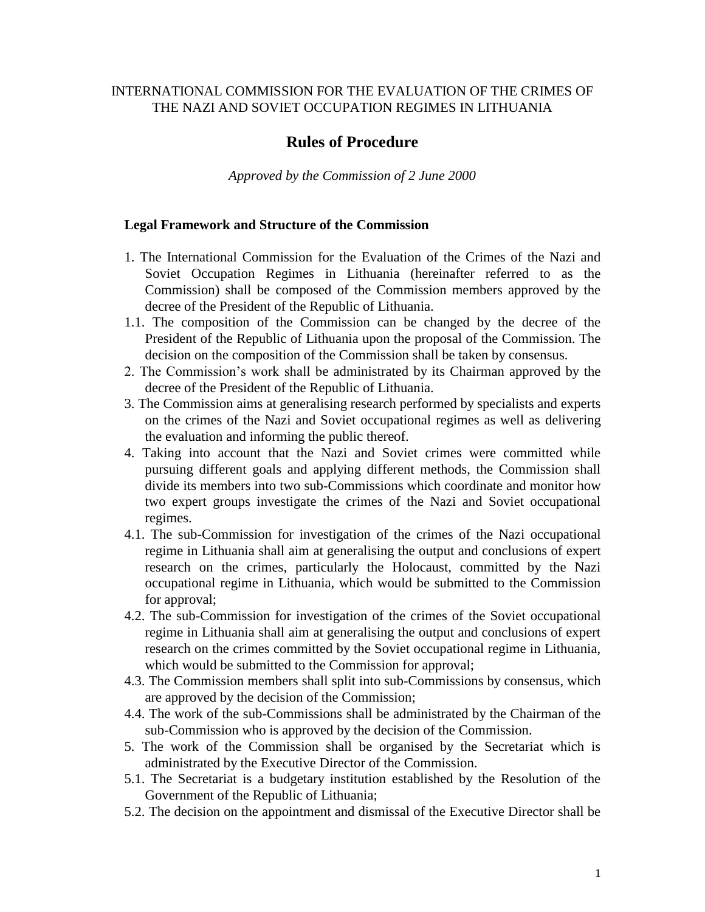INTERNATIONAL COMMISSION FOR THE EVALUATION OF THE CRIMES OF THE NAZI AND SOVIET OCCUPATION REGIMES IN LITHUANIA

# Rules of Procedure

*Approved by the Commission of 2 June 2000*

### Legal Framework and Structure of the Commission

1. The International Commission for the Evaluation of the Crimes of the Nazi and Soviet Occupation Regimes in Lithuania (hereinafter referred to as the Commission) shall be composed of the Commission members approved by the decree of the President of the Republic of Lithuania.

1.1. The composition of the Commission can be changed by the decree of the President of the Republic of Lithuania upon the proposal of the Commission. The decision on the composition of the Commission shall be taken by consensus.

2. The Commission's work shall be administrated by its Chairman approved by the decree of the President of the Republic of Lithuania.

3. The Commission aims at generalising research performed by specialists and experts on the crimes of the Nazi and Soviet occupational regimes as well as delivering the evaluation and informing the public thereof.

4. Taking into account that the Nazi and Soviet crimes were committed while pursuing different goals and applying different methods, the Commission shall divide its members into two sub-Commissions which coordinate and monitor how two expert groups investigate the crimes of the Nazi and Soviet occupational regimes.

4.1. The sub-Commission for investigation of the crimes of the Nazi occupational regime in Lithuania shall aim at generalising the output and conclusions of expert research on the crimes, particularly the Holocaust, committed by the Nazi occupational regime in Lithuania, which would be submitted to the Commission for approval;

4.2. The sub-Commission for investigation of the crimes of the Soviet occupational regime in Lithuania shall aim at generalising the output and conclusions of expert research on the crimes committed by the Soviet occupational regime in Lithuania, which would be submitted to the Commission for approval;

4.3. The Commission members shall split into sub-Commissions by consensus, which are approved by the decision of the Commission;

4.4. The work of the sub-Commissions shall be administrated by the Chairman of the sub-Commission who is approved by the decision of the Commission.

5. The work of the Commission shall be organised by the Secretariat which is administrated by the Executive Director of the Commission.

5.1. The Secretariat is a budgetary institution established by the Resolution of the Government of the Republic of Lithuania;

5.2. The decision on the appointment and dismissal of the Executive Director shall be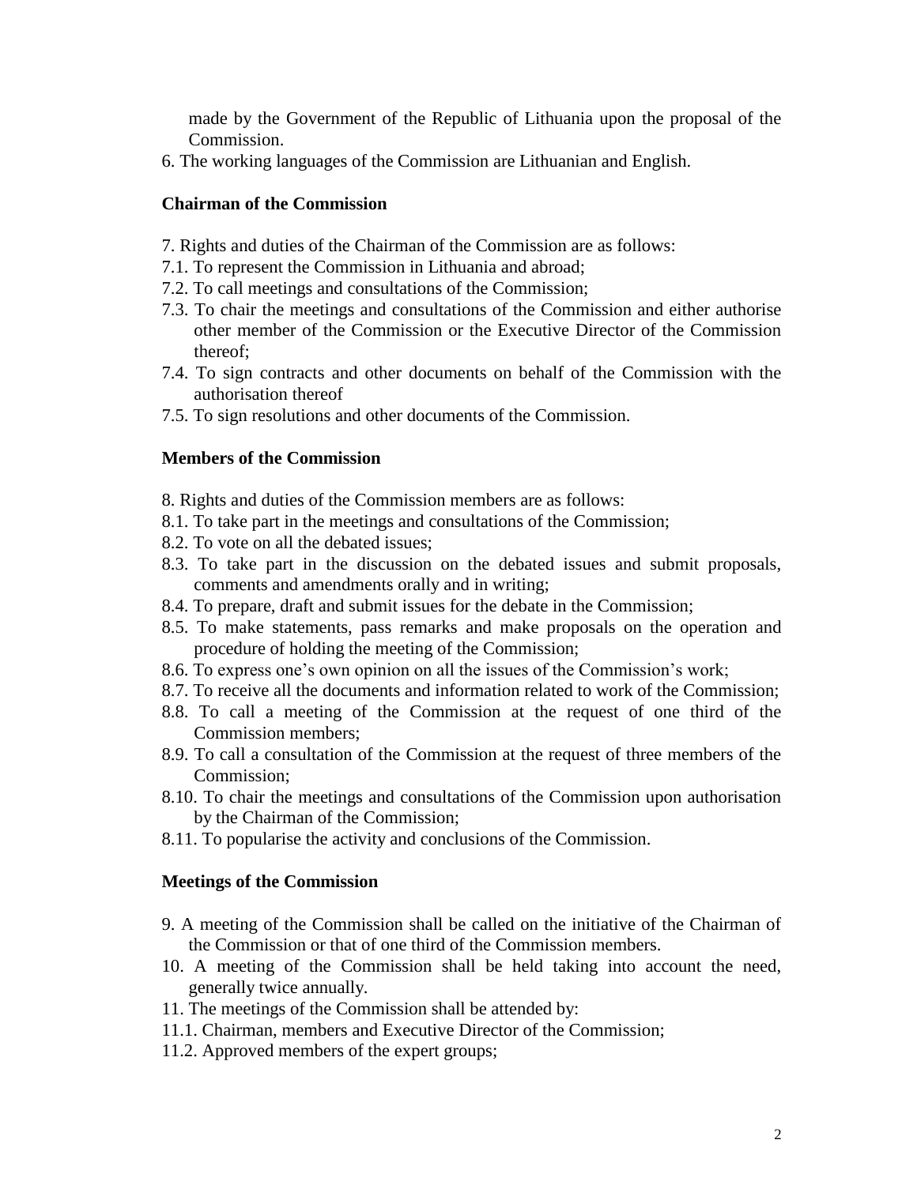made by the Government of the Republic of Lithuania upon the proposal of the Commission.

6. The working languages of the Commission are Lithuanian and English.

**Chairman of the Commission**

7. Rights and duties of the Chairman of the Commission are as follows:

7.1. To represent the Commission in Lithuania and abroad;

7.2. To call meetings and consultations of the Commission;

7.3. To chair the meetings and consultations of the Commission and either authorise other member of the Commission or the Executive Director of the Commission thereof;

7.4. To sign contracts and other documents on behalf of the Commission with the authorisation thereof

7.5. To sign resolutions and other documents of the Commission.

**Members of the Commission**

8. Rights and duties of the Commission members are as follows:

8.1. To take part in the meetings and consultations of the Commission;

8.2. To vote on all the debated issues;

8.3. To take part in the discussion on the debated issues and submit proposals, comments and amendments orally and in writing;

8.4. To prepare, draft and submit issues for the debate in the Commission;

8.5. To make statements, pass remarks and make proposals on the operation and procedure of holding the meeting of the Commission;

8.6. To express one's own opinion on all the issues of the Commission's work;

8.7. To receive all the documents and information related to work of the Commission;

8.8. To call a meeting of the Commission at the request of one third of the Commission members;

8.9. To call a consultation of the Commission at the request of three members of the Commission;

8.10. To chair the meetings and consultations of the Commission upon authorisation by the Chairman of the Commission;

8.11. To popularise the activity and conclusions of the Commission.

**Meetings of the Commission**

9. A meeting of the Commission shall be called on the initiative of the Chairman of the Commission or that of one third of the Commission members.

10. A meeting of the Commission shall be held taking into account the need, generally twice annually.

11. The meetings of the Commission shall be attended by:

11.1. Chairman, members and Executive Director of the Commission;

11.2. Approved members of the expert groups;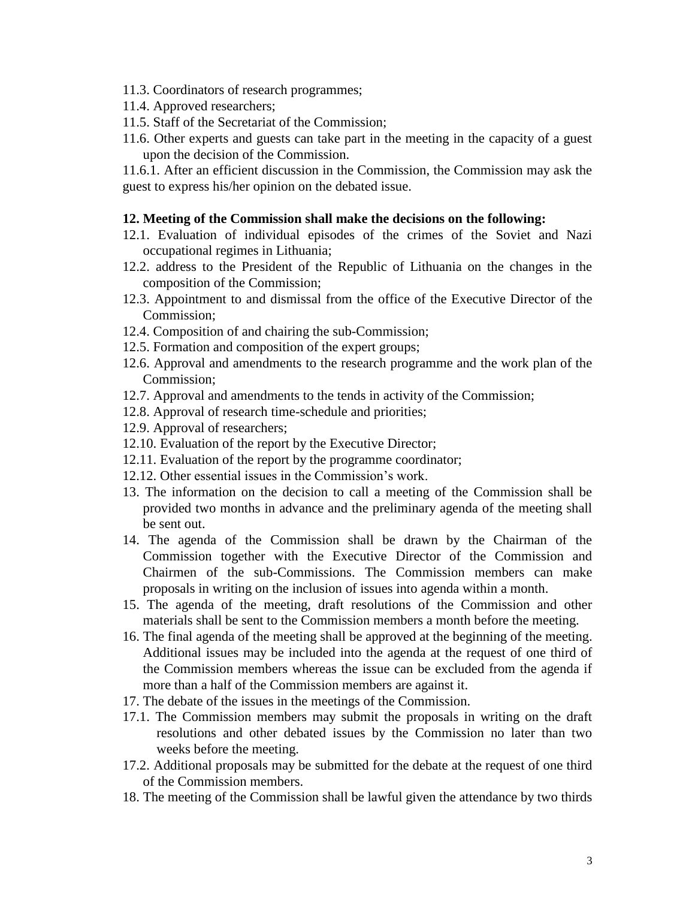11.3. Coordinators of research programmes;

11.4. Approved researchers;

11.5. Staff of the Secretariat of the Commission;

11.6. Other experts and guests can take part in the meeting in the capacity of a guest upon the decision of the Commission.

11.6.1. After an efficient discussion in the Commission, the Commission may ask the guest to express his/her opinion on the debated issue.

**12. Meeting of the Commission shall make the decisions on the following:**

12.1. Evaluation of individual episodes of the crimes of the Soviet and Nazi occupational regimes in Lithuania;

12.2. address to the President of the Republic of Lithuania on the changes in the composition of the Commission;

12.3. Appointment to and dismissal from the office of the Executive Director of the Commission;

12.4. Composition of and chairing the sub-Commission;

12.5. Formation and composition of the expert groups;

12.6. Approval and amendments to the research programme and the work plan of the Commission;

12.7. Approval and amendments to the tends in activity of the Commission;

12.8. Approval of research time-schedule and priorities;

12.9. Approval of researchers;

12.10. Evaluation of the report by the Executive Director;

12.11. Evaluation of the report by the programme coordinator;

12.12. Other essential issues in the Commission's work.

13. The information on the decision to call a meeting of the Commission shall be provided two months in advance and the preliminary agenda of the meeting shall be sent out.

14. The agenda of the Commission shall be drawn by the Chairman of the Commission together with the Executive Director of the Commission and Chairmen of the sub-Commissions. The Commission members can make proposals in writing on the inclusion of issues into agenda within a month.

15. The agenda of the meeting, draft resolutions of the Commission and other materials shall be sent to the Commission members a month before the meeting.

16. The final agenda of the meeting shall be approved at the beginning of the meeting. Additional issues may be included into the agenda at the request of one third of the Commission members whereas the issue can be excluded from the agenda if more than a half of the Commission members are against it.

17. The debate of the issues in the meetings of the Commission.

17.1. The Commission members may submit the proposals in writing on the draft resolutions and other debated issues by the Commission no later than two weeks before the meeting.

17.2. Additional proposals may be submitted for the debate at the request of one third of the Commission members.

18. The meeting of the Commission shall be lawful given the attendance by two thirds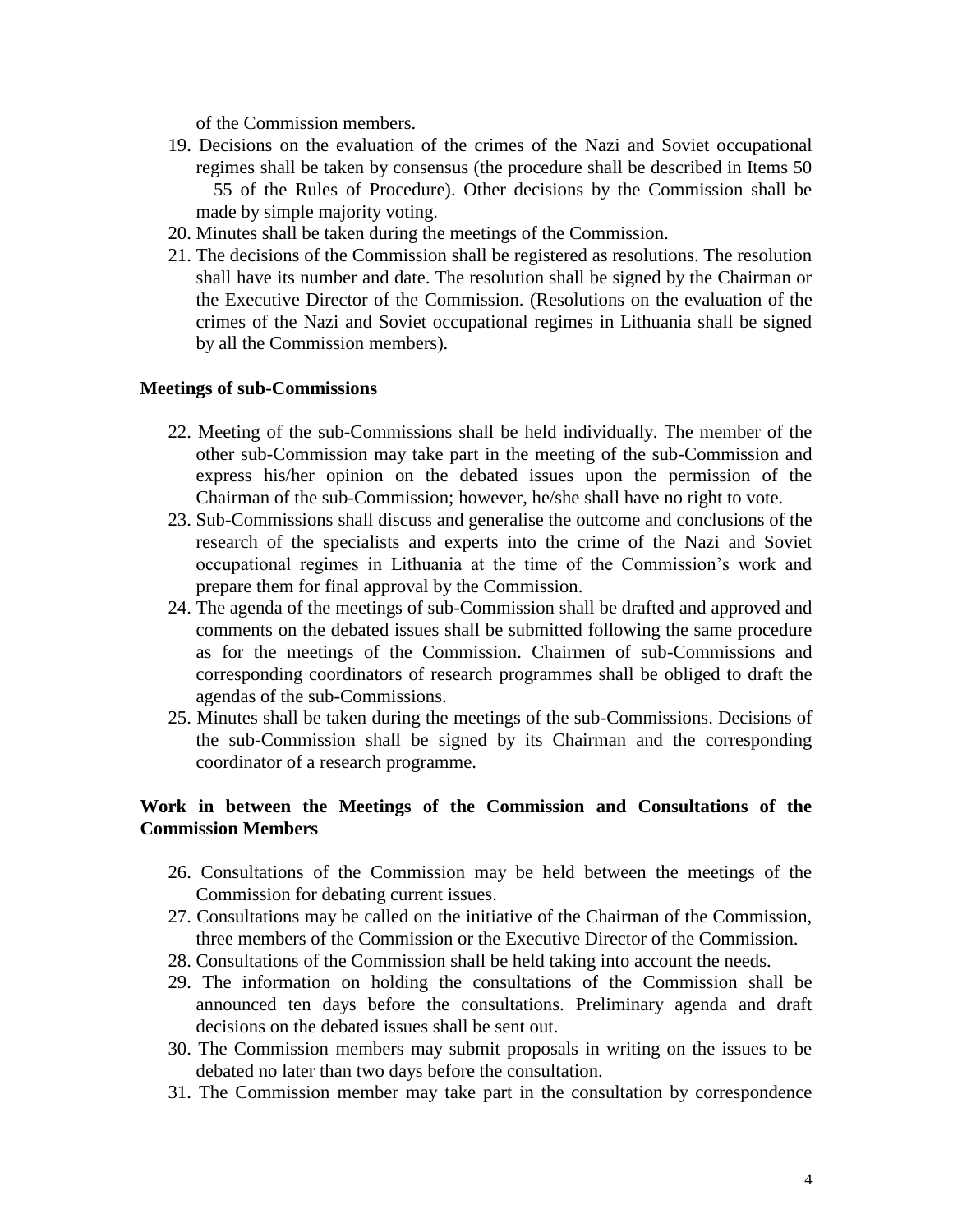of the Commission members.

19. Decisions on the evaluation of the crimes of the Nazi and Soviet occupational regimes shall be taken by consensus (the procedure shall be described in Items 50 – 55 of the Rules of Procedure). Other decisions by the Commission shall be made by simple majority voting.
20. Minutes shall be taken during the meetings of the Commission.
21. The decisions of the Commission shall be registered as resolutions. The resolution shall have its number and date. The resolution shall be signed by the Chairman or the Executive Director of the Commission. (Resolutions on the evaluation of the crimes of the Nazi and Soviet occupational regimes in Lithuania shall be signed by all the Commission members).

**Meetings of sub-Commissions**

22. Meeting of the sub-Commissions shall be held individually. The member of the other sub-Commission may take part in the meeting of the sub-Commission and express his/her opinion on the debated issues upon the permission of the Chairman of the sub-Commission; however, he/she shall have no right to vote.
23. Sub-Commissions shall discuss and generalise the outcome and conclusions of the research of the specialists and experts into the crime of the Nazi and Soviet occupational regimes in Lithuania at the time of the Commission's work and prepare them for final approval by the Commission.
24. The agenda of the meetings of sub-Commission shall be drafted and approved and comments on the debated issues shall be submitted following the same procedure as for the meetings of the Commission. Chairmen of sub-Commissions and corresponding coordinators of research programmes shall be obliged to draft the agendas of the sub-Commissions.
25. Minutes shall be taken during the meetings of the sub-Commissions. Decisions of the sub-Commission shall be signed by its Chairman and the corresponding coordinator of a research programme.

**Work in between the Meetings of the Commission and Consultations of the Commission Members**

26. Consultations of the Commission may be held between the meetings of the Commission for debating current issues.
27. Consultations may be called on the initiative of the Chairman of the Commission, three members of the Commission or the Executive Director of the Commission.
28. Consultations of the Commission shall be held taking into account the needs.
29. The information on holding the consultations of the Commission shall be announced ten days before the consultations. Preliminary agenda and draft decisions on the debated issues shall be sent out.
30. The Commission members may submit proposals in writing on the issues to be debated no later than two days before the consultation.
31. The Commission member may take part in the consultation by correspondence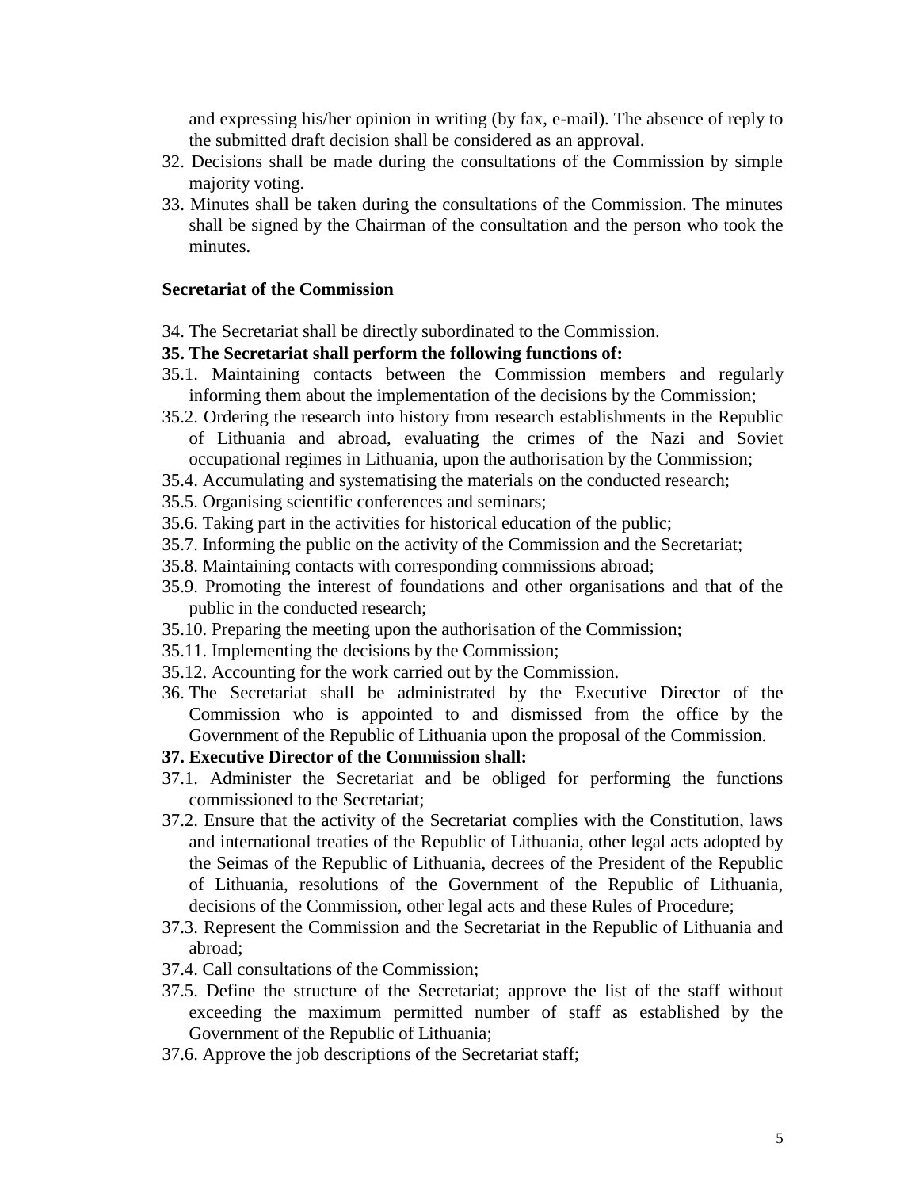and expressing his/her opinion in writing (by fax, e-mail). The absence of reply to the submitted draft decision shall be considered as an approval.

32. Decisions shall be made during the consultations of the Commission by simple majority voting.
33. Minutes shall be taken during the consultations of the Commission. The minutes shall be signed by the Chairman of the consultation and the person who took the minutes.

**Secretariat of the Commission**

34. The Secretariat shall be directly subordinated to the Commission.

**35. The Secretariat shall perform the following functions of:**

35.1. Maintaining contacts between the Commission members and regularly informing them about the implementation of the decisions by the Commission;

35.2. Ordering the research into history from research establishments in the Republic of Lithuania and abroad, evaluating the crimes of the Nazi and Soviet occupational regimes in Lithuania, upon the authorisation by the Commission;

35.4. Accumulating and systematising the materials on the conducted research;

35.5. Organising scientific conferences and seminars;

35.6. Taking part in the activities for historical education of the public;

35.7. Informing the public on the activity of the Commission and the Secretariat;

35.8. Maintaining contacts with corresponding commissions abroad;

35.9. Promoting the interest of foundations and other organisations and that of the public in the conducted research;

35.10. Preparing the meeting upon the authorisation of the Commission;

35.11. Implementing the decisions by the Commission;

35.12. Accounting for the work carried out by the Commission.

36. The Secretariat shall be administrated by the Executive Director of the Commission who is appointed to and dismissed from the office by the Government of the Republic of Lithuania upon the proposal of the Commission.

**37. Executive Director of the Commission shall:**

37.1. Administer the Secretariat and be obliged for performing the functions commissioned to the Secretariat;

37.2. Ensure that the activity of the Secretariat complies with the Constitution, laws and international treaties of the Republic of Lithuania, other legal acts adopted by the Seimas of the Republic of Lithuania, decrees of the President of the Republic of Lithuania, resolutions of the Government of the Republic of Lithuania, decisions of the Commission, other legal acts and these Rules of Procedure;

37.3. Represent the Commission and the Secretariat in the Republic of Lithuania and abroad;

37.4. Call consultations of the Commission;

37.5. Define the structure of the Secretariat; approve the list of the staff without exceeding the maximum permitted number of staff as established by the Government of the Republic of Lithuania;

37.6. Approve the job descriptions of the Secretariat staff;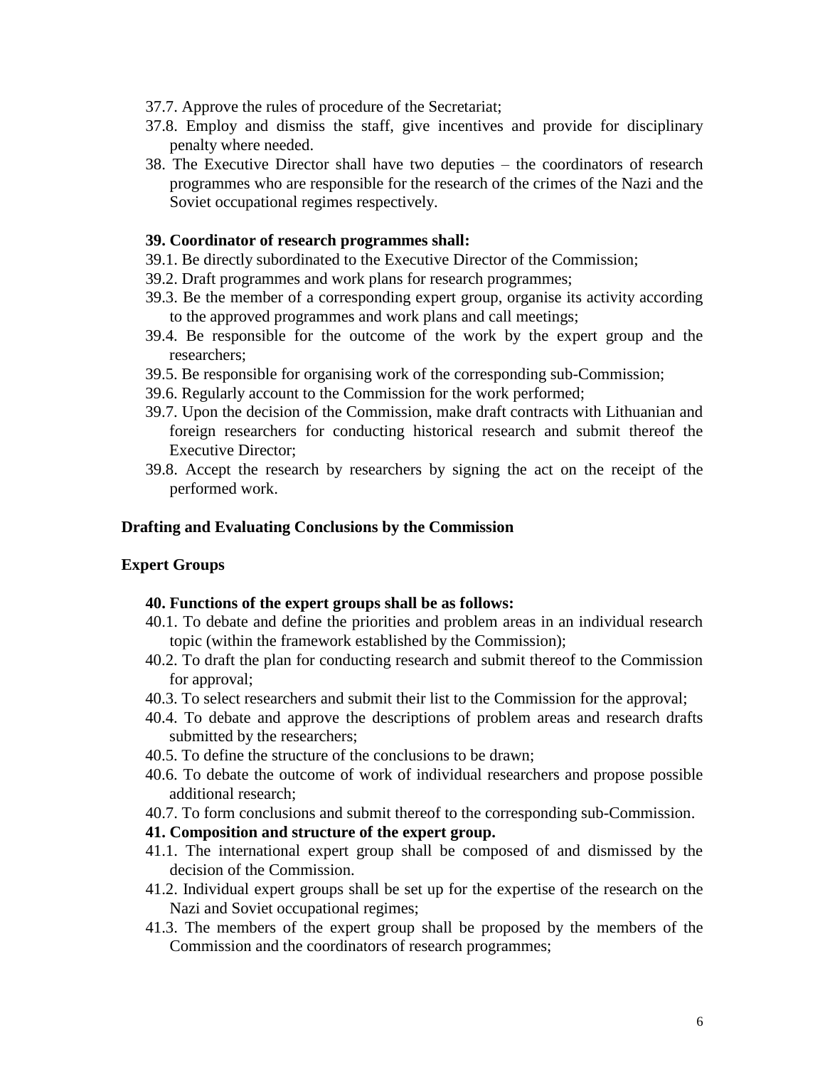37.7. Approve the rules of procedure of the Secretariat;

37.8. Employ and dismiss the staff, give incentives and provide for disciplinary penalty where needed.

38. The Executive Director shall have two deputies – the coordinators of research programmes who are responsible for the research of the crimes of the Nazi and the Soviet occupational regimes respectively.

**39. Coordinator of research programmes shall:**

39.1. Be directly subordinated to the Executive Director of the Commission;

39.2. Draft programmes and work plans for research programmes;

39.3. Be the member of a corresponding expert group, organise its activity according to the approved programmes and work plans and call meetings;

39.4. Be responsible for the outcome of the work by the expert group and the researchers;

39.5. Be responsible for organising work of the corresponding sub-Commission;

39.6. Regularly account to the Commission for the work performed;

39.7. Upon the decision of the Commission, make draft contracts with Lithuanian and foreign researchers for conducting historical research and submit thereof the Executive Director;

39.8. Accept the research by researchers by signing the act on the receipt of the performed work.

## Drafting and Evaluating Conclusions by the Commission

### Expert Groups

**40. Functions of the expert groups shall be as follows:**

40.1. To debate and define the priorities and problem areas in an individual research topic (within the framework established by the Commission);

40.2. To draft the plan for conducting research and submit thereof to the Commission for approval;

40.3. To select researchers and submit their list to the Commission for the approval;

40.4. To debate and approve the descriptions of problem areas and research drafts submitted by the researchers;

40.5. To define the structure of the conclusions to be drawn;

40.6. To debate the outcome of work of individual researchers and propose possible additional research;

40.7. To form conclusions and submit thereof to the corresponding sub-Commission.

**41. Composition and structure of the expert group.**

41.1. The international expert group shall be composed of and dismissed by the decision of the Commission.

41.2. Individual expert groups shall be set up for the expertise of the research on the Nazi and Soviet occupational regimes;

41.3. The members of the expert group shall be proposed by the members of the Commission and the coordinators of research programmes;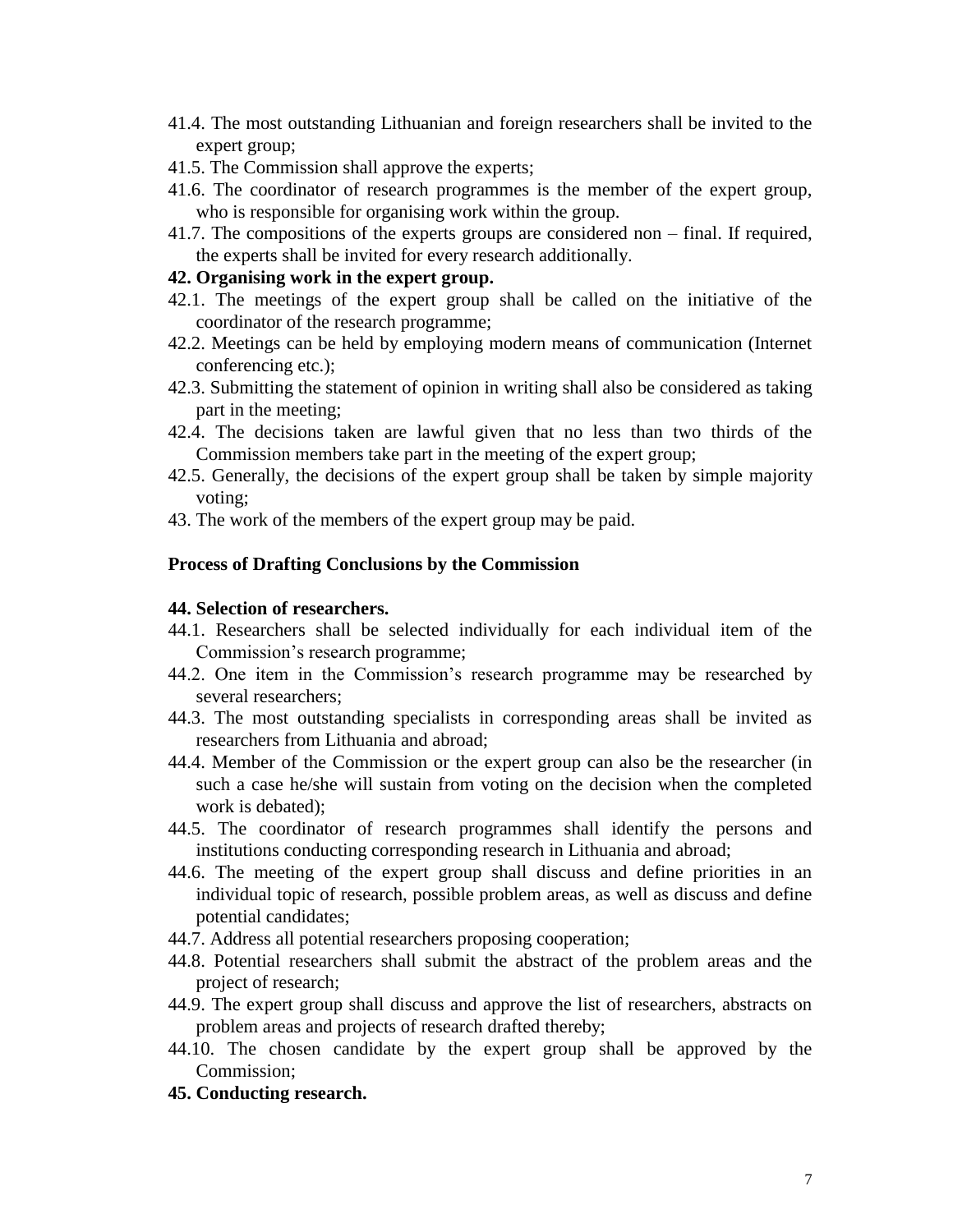41.4. The most outstanding Lithuanian and foreign researchers shall be invited to the expert group;

41.5. The Commission shall approve the experts;

41.6. The coordinator of research programmes is the member of the expert group, who is responsible for organising work within the group.

41.7. The compositions of the experts groups are considered non – final. If required, the experts shall be invited for every research additionally.

**42. Organising work in the expert group.**

42.1. The meetings of the expert group shall be called on the initiative of the coordinator of the research programme;

42.2. Meetings can be held by employing modern means of communication (Internet conferencing etc.);

42.3. Submitting the statement of opinion in writing shall also be considered as taking part in the meeting;

42.4. The decisions taken are lawful given that no less than two thirds of the Commission members take part in the meeting of the expert group;

42.5. Generally, the decisions of the expert group shall be taken by simple majority voting;

43. The work of the members of the expert group may be paid.

**Process of Drafting Conclusions by the Commission**

**44. Selection of researchers.**

44.1. Researchers shall be selected individually for each individual item of the Commission's research programme;

44.2. One item in the Commission's research programme may be researched by several researchers;

44.3. The most outstanding specialists in corresponding areas shall be invited as researchers from Lithuania and abroad;

44.4. Member of the Commission or the expert group can also be the researcher (in such a case he/she will sustain from voting on the decision when the completed work is debated);

44.5. The coordinator of research programmes shall identify the persons and institutions conducting corresponding research in Lithuania and abroad;

44.6. The meeting of the expert group shall discuss and define priorities in an individual topic of research, possible problem areas, as well as discuss and define potential candidates;

44.7. Address all potential researchers proposing cooperation;

44.8. Potential researchers shall submit the abstract of the problem areas and the project of research;

44.9. The expert group shall discuss and approve the list of researchers, abstracts on problem areas and projects of research drafted thereby;

44.10. The chosen candidate by the expert group shall be approved by the Commission;

**45. Conducting research.**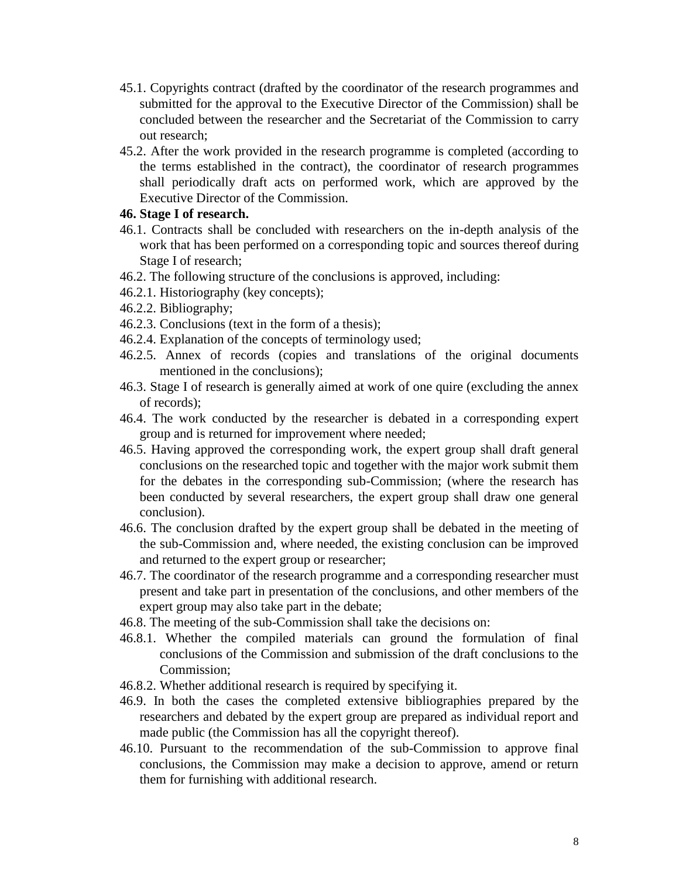45.1. Copyrights contract (drafted by the coordinator of the research programmes and submitted for the approval to the Executive Director of the Commission) shall be concluded between the researcher and the Secretariat of the Commission to carry out research;

45.2. After the work provided in the research programme is completed (according to the terms established in the contract), the coordinator of research programmes shall periodically draft acts on performed work, which are approved by the Executive Director of the Commission.

**46. Stage I of research.**

46.1. Contracts shall be concluded with researchers on the in-depth analysis of the work that has been performed on a corresponding topic and sources thereof during Stage I of research;

46.2. The following structure of the conclusions is approved, including:

46.2.1. Historiography (key concepts);

46.2.2. Bibliography;

46.2.3. Conclusions (text in the form of a thesis);

46.2.4. Explanation of the concepts of terminology used;

46.2.5. Annex of records (copies and translations of the original documents mentioned in the conclusions);

46.3. Stage I of research is generally aimed at work of one quire (excluding the annex of records);

46.4. The work conducted by the researcher is debated in a corresponding expert group and is returned for improvement where needed;

46.5. Having approved the corresponding work, the expert group shall draft general conclusions on the researched topic and together with the major work submit them for the debates in the corresponding sub-Commission; (where the research has been conducted by several researchers, the expert group shall draw one general conclusion).

46.6. The conclusion drafted by the expert group shall be debated in the meeting of the sub-Commission and, where needed, the existing conclusion can be improved and returned to the expert group or researcher;

46.7. The coordinator of the research programme and a corresponding researcher must present and take part in presentation of the conclusions, and other members of the expert group may also take part in the debate;

46.8. The meeting of the sub-Commission shall take the decisions on:

46.8.1. Whether the compiled materials can ground the formulation of final conclusions of the Commission and submission of the draft conclusions to the Commission;

46.8.2. Whether additional research is required by specifying it.

46.9. In both the cases the completed extensive bibliographies prepared by the researchers and debated by the expert group are prepared as individual report and made public (the Commission has all the copyright thereof).

46.10. Pursuant to the recommendation of the sub-Commission to approve final conclusions, the Commission may make a decision to approve, amend or return them for furnishing with additional research.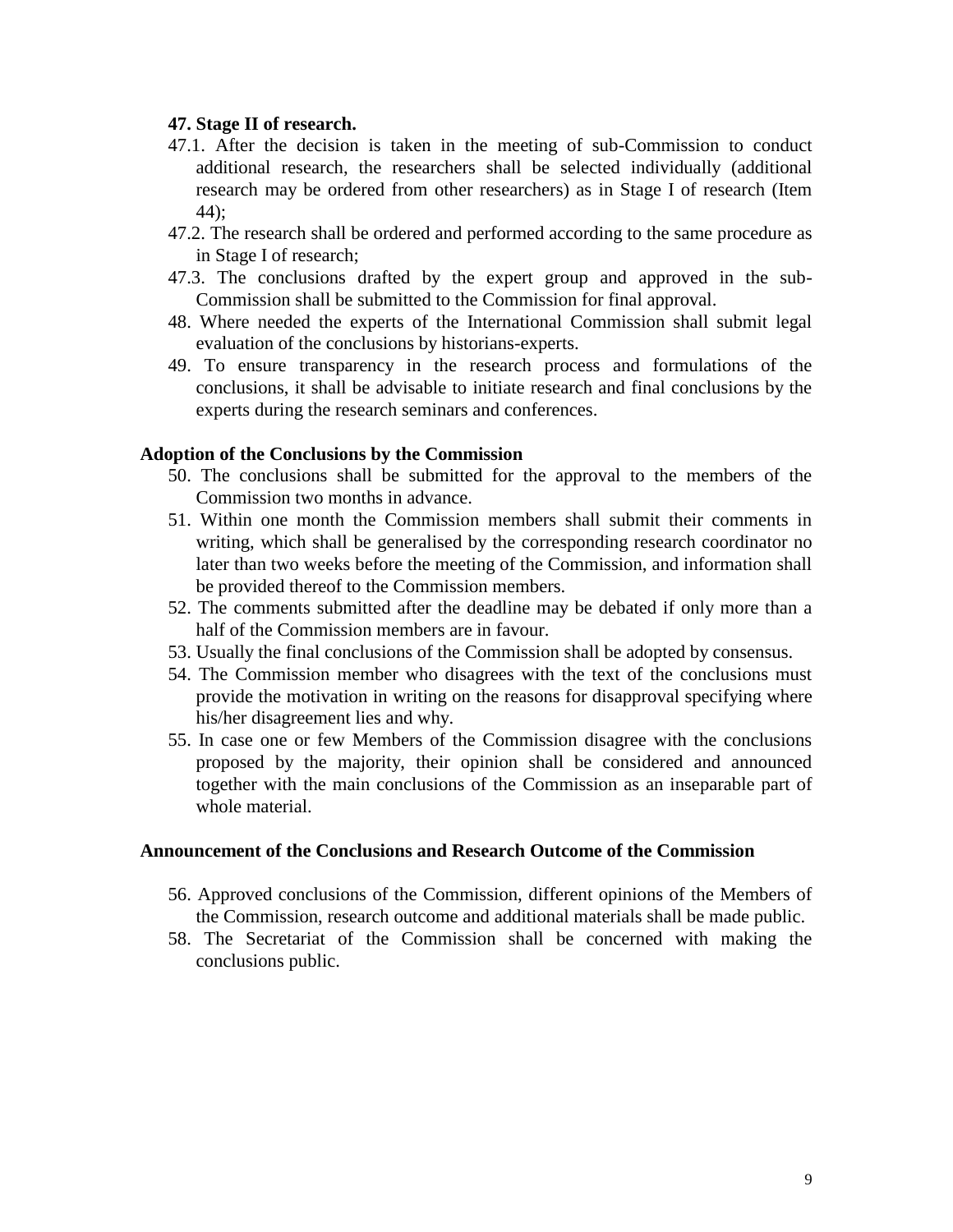**47. Stage II of research.**

47.1. After the decision is taken in the meeting of sub-Commission to conduct additional research, the researchers shall be selected individually (additional research may be ordered from other researchers) as in Stage I of research (Item 44);

47.2. The research shall be ordered and performed according to the same procedure as in Stage I of research;

47.3. The conclusions drafted by the expert group and approved in the sub-Commission shall be submitted to the Commission for final approval.

48. Where needed the experts of the International Commission shall submit legal evaluation of the conclusions by historians-experts.

49. To ensure transparency in the research process and formulations of the conclusions, it shall be advisable to initiate research and final conclusions by the experts during the research seminars and conferences.

**Adoption of the Conclusions by the Commission**

50. The conclusions shall be submitted for the approval to the members of the Commission two months in advance.

51. Within one month the Commission members shall submit their comments in writing, which shall be generalised by the corresponding research coordinator no later than two weeks before the meeting of the Commission, and information shall be provided thereof to the Commission members.

52. The comments submitted after the deadline may be debated if only more than a half of the Commission members are in favour.

53. Usually the final conclusions of the Commission shall be adopted by consensus.

54. The Commission member who disagrees with the text of the conclusions must provide the motivation in writing on the reasons for disapproval specifying where his/her disagreement lies and why.

55. In case one or few Members of the Commission disagree with the conclusions proposed by the majority, their opinion shall be considered and announced together with the main conclusions of the Commission as an inseparable part of whole material.

**Announcement of the Conclusions and Research Outcome of the Commission**

56. Approved conclusions of the Commission, different opinions of the Members of the Commission, research outcome and additional materials shall be made public.

58. The Secretariat of the Commission shall be concerned with making the conclusions public.